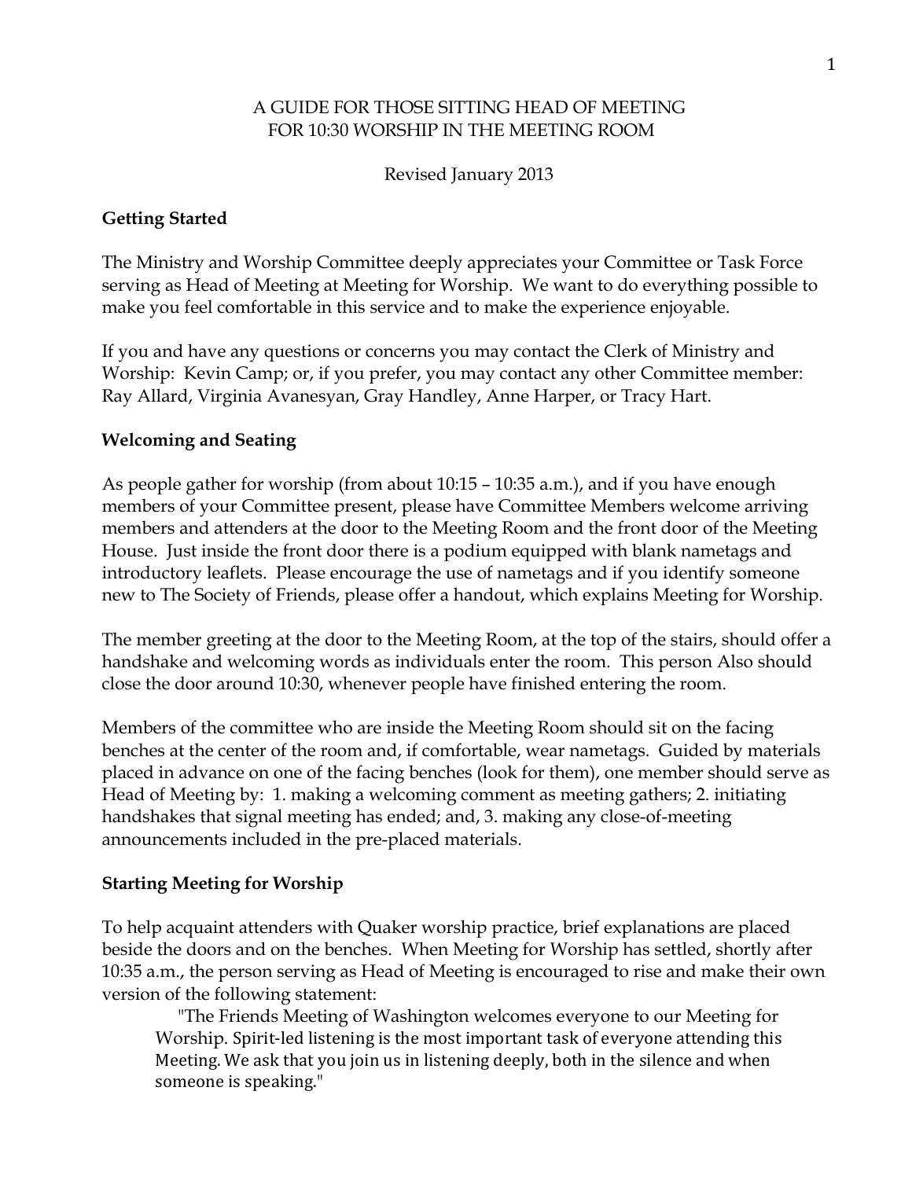# A GUIDE FOR THOSE SITTING HEAD OF MEETING FOR 10:30 WORSHIP IN THE MEETING ROOM

Revised January 2013

## Getting Started

The Ministry and Worship Committee deeply appreciates your Committee or Task Force serving as Head of Meeting at Meeting for Worship. We want to do everything possible to make you feel comfortable in this service and to make the experience enjoyable.

If you and have any questions or concerns you may contact the Clerk of Ministry and Worship: Kevin Camp; or, if you prefer, you may contact any other Committee member: Ray Allard, Virginia Avanesyan, Gray Handley, Anne Harper, or Tracy Hart.

## Welcoming and Seating

As people gather for worship (from about 10:15 – 10:35 a.m.), and if you have enough members of your Committee present, please have Committee Members welcome arriving members and attenders at the door to the Meeting Room and the front door of the Meeting House. Just inside the front door there is a podium equipped with blank nametags and introductory leaflets. Please encourage the use of nametags and if you identify someone new to The Society of Friends, please offer a handout, which explains Meeting for Worship.

The member greeting at the door to the Meeting Room, at the top of the stairs, should offer a handshake and welcoming words as individuals enter the room. This person Also should close the door around 10:30, whenever people have finished entering the room.

Members of the committee who are inside the Meeting Room should sit on the facing benches at the center of the room and, if comfortable, wear nametags. Guided by materials placed in advance on one of the facing benches (look for them), one member should serve as Head of Meeting by: 1. making a welcoming comment as meeting gathers; 2. initiating handshakes that signal meeting has ended; and, 3. making any close-of-meeting announcements included in the pre-placed materials.

## Starting Meeting for Worship

To help acquaint attenders with Quaker worship practice, brief explanations are placed beside the doors and on the benches. When Meeting for Worship has settled, shortly after 10:35 a.m., the person serving as Head of Meeting is encouraged to rise and make their own version of the following statement:

> "The Friends Meeting of Washington welcomes everyone to our Meeting for Worship. Spirit-led listening is the most important task of everyone attending this Meeting. We ask that you join us in listening deeply, both in the silence and when someone is speaking."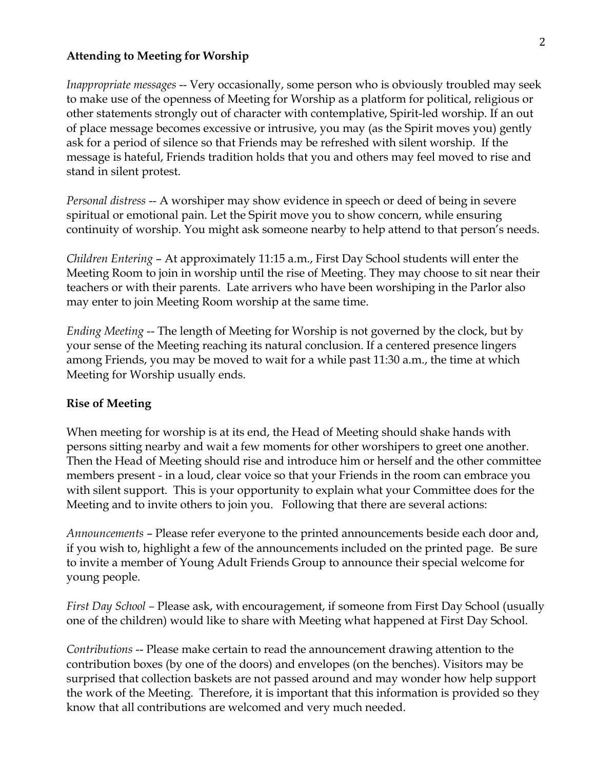**Attending to Meeting for Worship**

*Inappropriate messages* -- Very occasionally, some person who is obviously troubled may seek to make use of the openness of Meeting for Worship as a platform for political, religious or other statements strongly out of character with contemplative, Spirit-led worship. If an out of place message becomes excessive or intrusive, you may (as the Spirit moves you) gently ask for a period of silence so that Friends may be refreshed with silent worship. If the message is hateful, Friends tradition holds that you and others may feel moved to rise and stand in silent protest.

*Personal distress* -- A worshiper may show evidence in speech or deed of being in severe spiritual or emotional pain. Let the Spirit move you to show concern, while ensuring continuity of worship. You might ask someone nearby to help attend to that person's needs.

*Children Entering* – At approximately 11:15 a.m., First Day School students will enter the Meeting Room to join in worship until the rise of Meeting. They may choose to sit near their teachers or with their parents. Late arrivers who have been worshiping in the Parlor also may enter to join Meeting Room worship at the same time.

*Ending Meeting* -- The length of Meeting for Worship is not governed by the clock, but by your sense of the Meeting reaching its natural conclusion. If a centered presence lingers among Friends, you may be moved to wait for a while past 11:30 a.m., the time at which Meeting for Worship usually ends.

**Rise of Meeting**

When meeting for worship is at its end, the Head of Meeting should shake hands with persons sitting nearby and wait a few moments for other worshipers to greet one another. Then the Head of Meeting should rise and introduce him or herself and the other committee members present - in a loud, clear voice so that your Friends in the room can embrace you with silent support. This is your opportunity to explain what your Committee does for the Meeting and to invite others to join you. Following that there are several actions:

*Announcements* – Please refer everyone to the printed announcements beside each door and, if you wish to, highlight a few of the announcements included on the printed page. Be sure to invite a member of Young Adult Friends Group to announce their special welcome for young people.

*First Day School* – Please ask, with encouragement, if someone from First Day School (usually one of the children) would like to share with Meeting what happened at First Day School.

*Contributions* -- Please make certain to read the announcement drawing attention to the contribution boxes (by one of the doors) and envelopes (on the benches). Visitors may be surprised that collection baskets are not passed around and may wonder how help support the work of the Meeting. Therefore, it is important that this information is provided so they know that all contributions are welcomed and very much needed.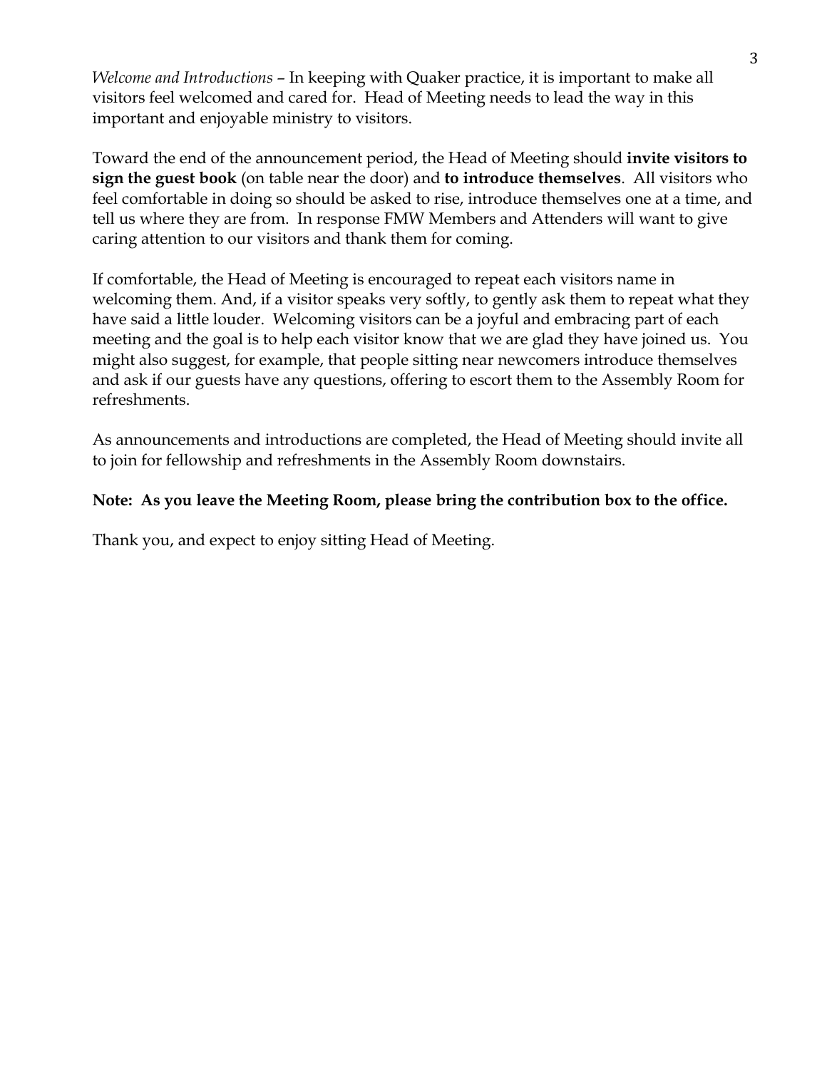*Welcome and Introductions* – In keeping with Quaker practice, it is important to make all visitors feel welcomed and cared for. Head of Meeting needs to lead the way in this important and enjoyable ministry to visitors.

Toward the end of the announcement period, the Head of Meeting should **invite visitors to sign the guest book** (on table near the door) and **to introduce themselves**. All visitors who feel comfortable in doing so should be asked to rise, introduce themselves one at a time, and tell us where they are from. In response FMW Members and Attenders will want to give caring attention to our visitors and thank them for coming.

If comfortable, the Head of Meeting is encouraged to repeat each visitors name in welcoming them. And, if a visitor speaks very softly, to gently ask them to repeat what they have said a little louder. Welcoming visitors can be a joyful and embracing part of each meeting and the goal is to help each visitor know that we are glad they have joined us. You might also suggest, for example, that people sitting near newcomers introduce themselves and ask if our guests have any questions, offering to escort them to the Assembly Room for refreshments.

As announcements and introductions are completed, the Head of Meeting should invite all to join for fellowship and refreshments in the Assembly Room downstairs.

**Note: As you leave the Meeting Room, please bring the contribution box to the office.**

Thank you, and expect to enjoy sitting Head of Meeting.